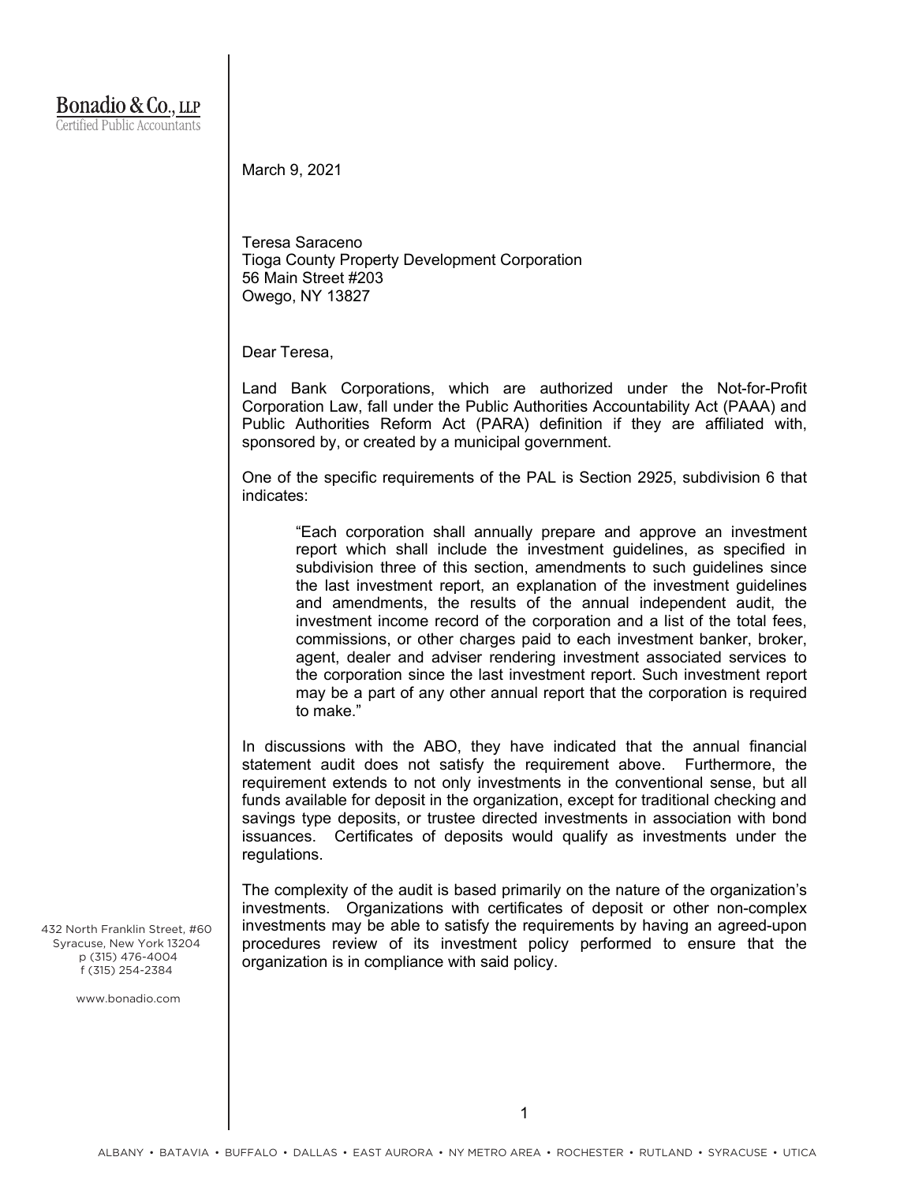**Bonadio & Co., LLP**
Certified Public Accountants

432 North Franklin Street, #60
Syracuse, New York 13204
p (315) 476-4004
f (315) 254-2384

www.bonadio.com

March 9, 2021

Teresa Saraceno
Tioga County Property Development Corporation
56 Main Street #203
Owego, NY 13827

Dear Teresa,

Land Bank Corporations, which are authorized under the Not-for-Profit Corporation Law, fall under the Public Authorities Accountability Act (PAAA) and Public Authorities Reform Act (PARA) definition if they are affiliated with, sponsored by, or created by a municipal government.

One of the specific requirements of the PAL is Section 2925, subdivision 6 that indicates:

> "Each corporation shall annually prepare and approve an investment report which shall include the investment guidelines, as specified in subdivision three of this section, amendments to such guidelines since the last investment report, an explanation of the investment guidelines and amendments, the results of the annual independent audit, the investment income record of the corporation and a list of the total fees, commissions, or other charges paid to each investment banker, broker, agent, dealer and adviser rendering investment associated services to the corporation since the last investment report. Such investment report may be a part of any other annual report that the corporation is required to make."

In discussions with the ABO, they have indicated that the annual financial statement audit does not satisfy the requirement above. Furthermore, the requirement extends to not only investments in the conventional sense, but all funds available for deposit in the organization, except for traditional checking and savings type deposits, or trustee directed investments in association with bond issuances. Certificates of deposits would qualify as investments under the regulations.

The complexity of the audit is based primarily on the nature of the organization's investments. Organizations with certificates of deposit or other non-complex investments may be able to satisfy the requirements by having an agreed-upon procedures review of its investment policy performed to ensure that the organization is in compliance with said policy.

ALBANY • BATAVIA • BUFFALO • DALLAS • EAST AURORA • NY METRO AREA • ROCHESTER • RUTLAND • SYRACUSE • UTICA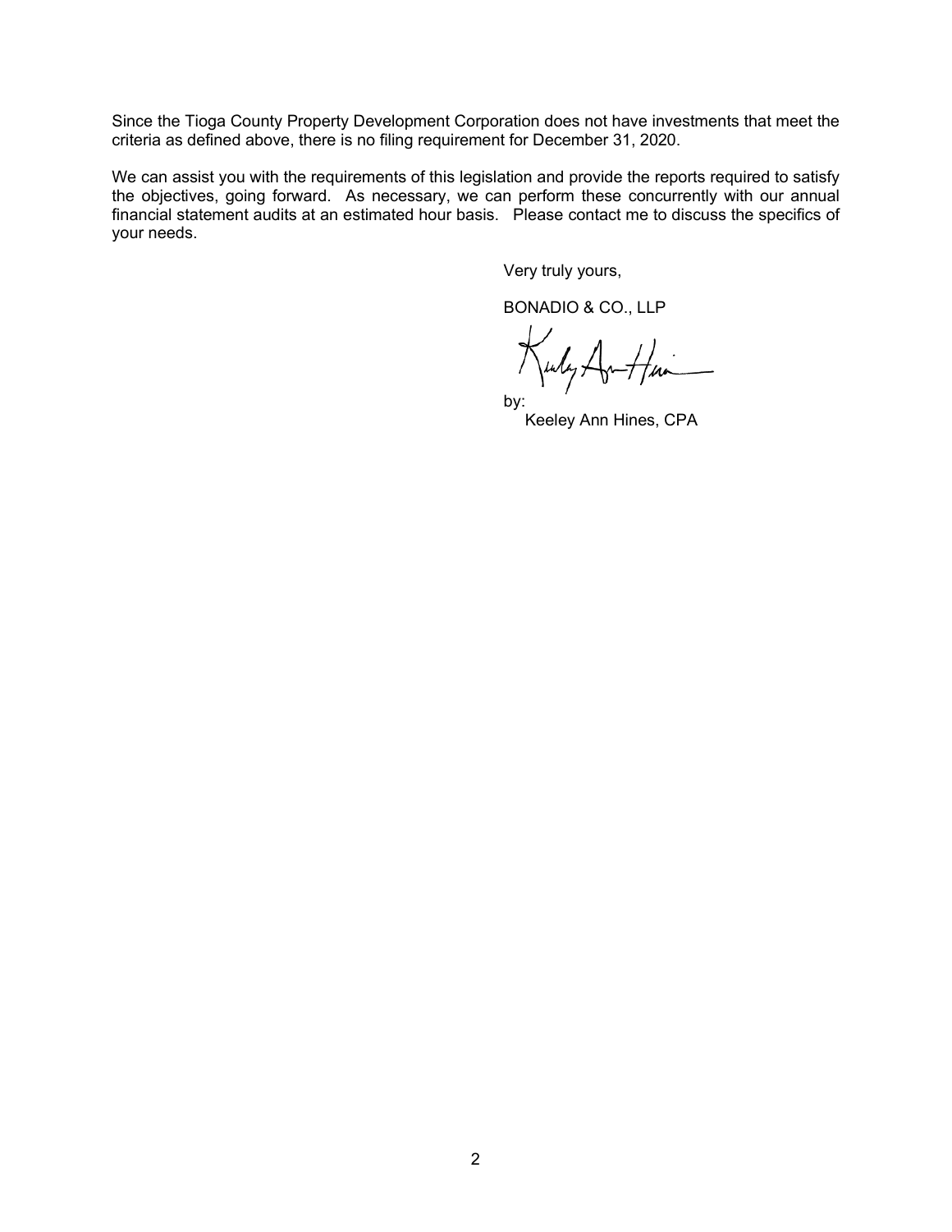Since the Tioga County Property Development Corporation does not have investments that meet the criteria as defined above, there is no filing requirement for December 31, 2020.

We can assist you with the requirements of this legislation and provide the reports required to satisfy the objectives, going forward. As necessary, we can perform these concurrently with our annual financial statement audits at an estimated hour basis. Please contact me to discuss the specifics of your needs.

Very truly yours,

BONADIO & CO., LLP

by:
Keeley Ann Hines, CPA